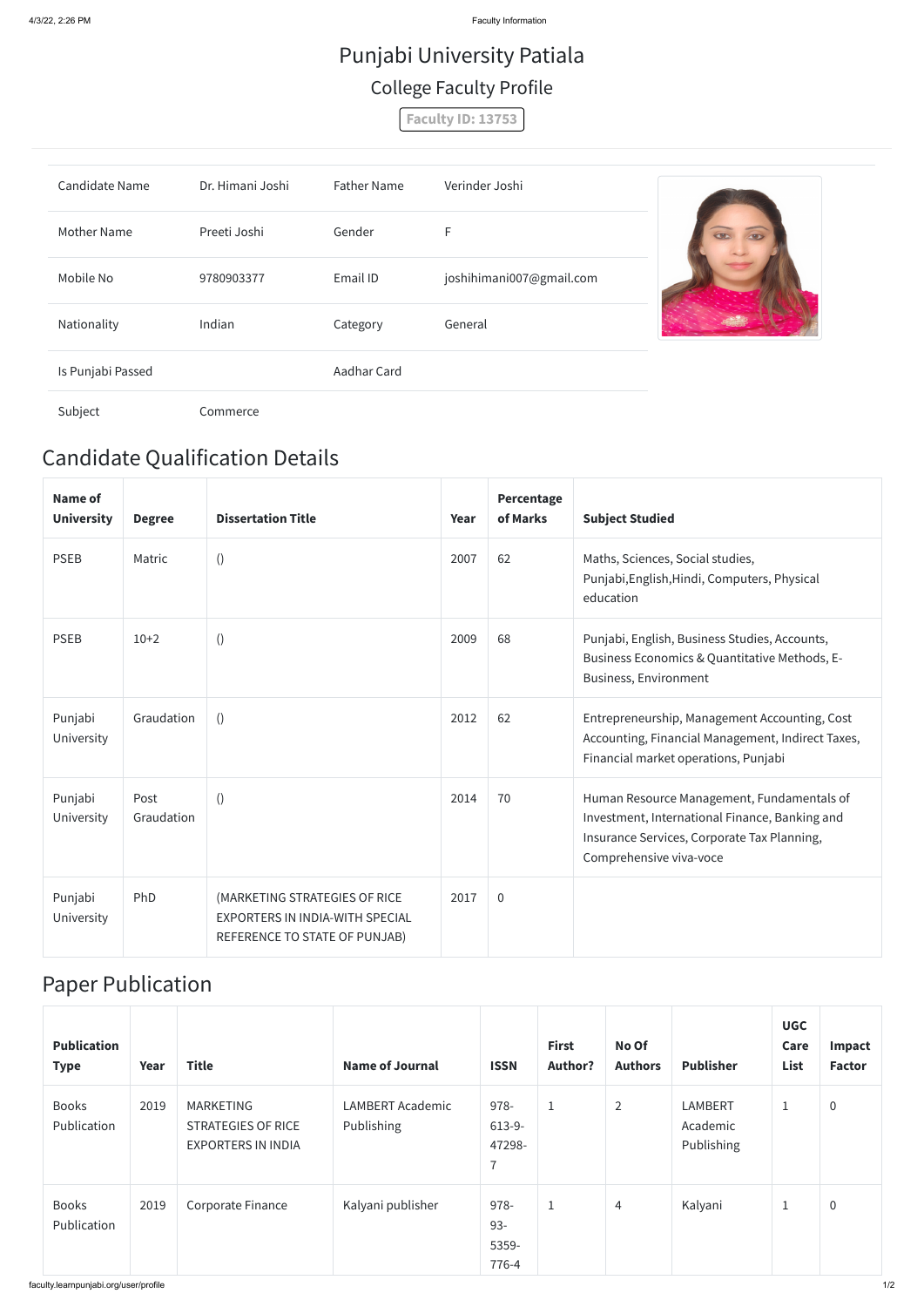# Punjabi University Patiala

## College Faculty Profile

**Faculty ID: 13753**

| Candidate Name | Dr. Himani Joshi | Father Name | Verinder Joshi |
|---|---|---|---|
| Mother Name | Preeti Joshi | Gender | F |
| Mobile No | 9780903377 | Email ID | joshihimani007@gmail.com |
| Nationality | Indian | Category | General |
| Is Punjabi Passed | | Aadhar Card | |
| Subject | Commerce | | |

## Candidate Qualification Details

| Name of University | Degree | Dissertation Title | Year | Percentage of Marks | Subject Studied |
|---|---|---|---|---|---|
| PSEB | Matric | () | 2007 | 62 | Maths, Sciences, Social studies, Punjabi,English,Hindi, Computers, Physical education |
| PSEB | 10+2 | () | 2009 | 68 | Punjabi, English, Business Studies, Accounts, Business Economics & Quantitative Methods, E-Business, Environment |
| Punjabi University | Graudation | () | 2012 | 62 | Entrepreneurship, Management Accounting, Cost Accounting, Financial Management, Indirect Taxes, Financial market operations, Punjabi |
| Punjabi University | Post Graudation | () | 2014 | 70 | Human Resource Management, Fundamentals of Investment, International Finance, Banking and Insurance Services, Corporate Tax Planning, Comprehensive viva-voce |
| Punjabi University | PhD | (MARKETING STRATEGIES OF RICE EXPORTERS IN INDIA-WITH SPECIAL REFERENCE TO STATE OF PUNJAB) | 2017 | 0 | |

## Paper Publication

| Publication Type | Year | Title | Name of Journal | ISSN | First Author? | No Of Authors | Publisher | UGC Care List | Impact Factor |
|---|---|---|---|---|---|---|---|---|---|
| Books Publication | 2019 | MARKETING STRATEGIES OF RICE EXPORTERS IN INDIA | LAMBERT Academic Publishing | 978-613-9-47298-7 | 1 | 2 | LAMBERT Academic Publishing | 1 | 0 |
| Books Publication | 2019 | Corporate Finance | Kalyani publisher | 978-93-5359-776-4 | 1 | 4 | Kalyani | 1 | 0 |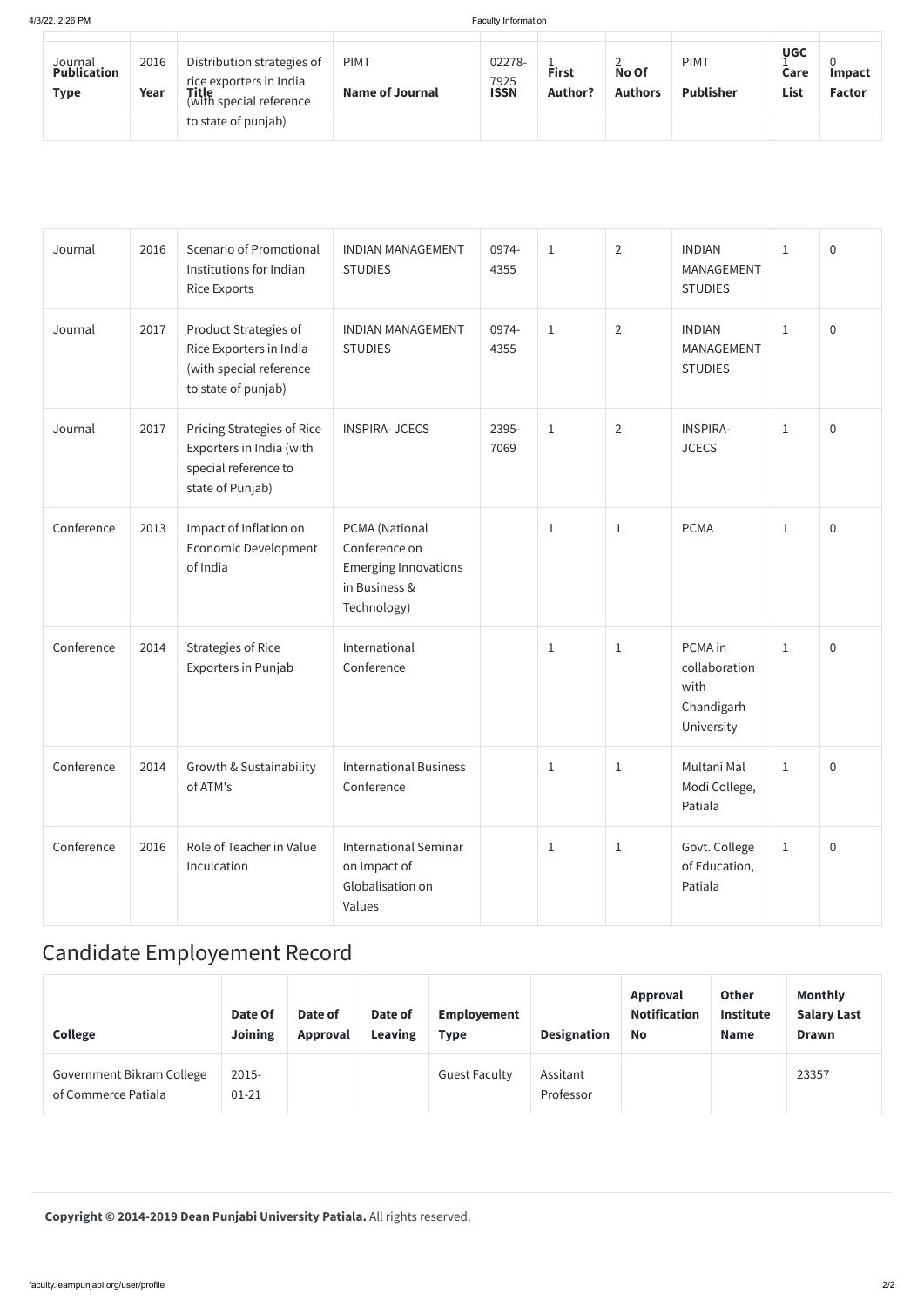| Publication Type | Year | Title | Name of Journal | ISSN | First Author? | No Of Authors | Publisher | UGC Care List | Impact Factor |
|---|---|---|---|---|---|---|---|---|---|
| Journal | 2016 | Distribution strategies of rice exporters in India (with special reference to state of punjab) | PIMT | 02278-7925 | 1 | 2 | PIMT | 1 | 0 |
| Journal | 2016 | Scenario of Promotional Institutions for Indian Rice Exports | INDIAN MANAGEMENT STUDIES | 0974-4355 | 1 | 2 | INDIAN MANAGEMENT STUDIES | 1 | 0 |
| Journal | 2017 | Product Strategies of Rice Exporters in India (with special reference to state of punjab) | INDIAN MANAGEMENT STUDIES | 0974-4355 | 1 | 2 | INDIAN MANAGEMENT STUDIES | 1 | 0 |
| Journal | 2017 | Pricing Strategies of Rice Exporters in India (with special reference to state of Punjab) | INSPIRA- JCECS | 2395-7069 | 1 | 2 | INSPIRA-JCECS | 1 | 0 |
| Conference | 2013 | Impact of Inflation on Economic Development of India | PCMA (National Conference on Emerging Innovations in Business & Technology) | | 1 | 1 | PCMA | 1 | 0 |
| Conference | 2014 | Strategies of Rice Exporters in Punjab | International Conference | | 1 | 1 | PCMA in collaboration with Chandigarh University | 1 | 0 |
| Conference | 2014 | Growth & Sustainability of ATM's | International Business Conference | | 1 | 1 | Multani Mal Modi College, Patiala | 1 | 0 |
| Conference | 2016 | Role of Teacher in Value Inculcation | International Seminar on Impact of Globalisation on Values | | 1 | 1 | Govt. College of Education, Patiala | 1 | 0 |

## Candidate Employement Record

| College | Date Of Joining | Date of Approval | Date of Leaving | Employement Type | Designation | Approval Notification No | Other Institute Name | Monthly Salary Last Drawn |
|---|---|---|---|---|---|---|---|---|
| Government Bikram College of Commerce Patiala | 2015-01-21 | | | Guest Faculty | Assitant Professor | | | 23357 |

**Copyright © 2014-2019 Dean Punjabi University Patiala.** All rights reserved.